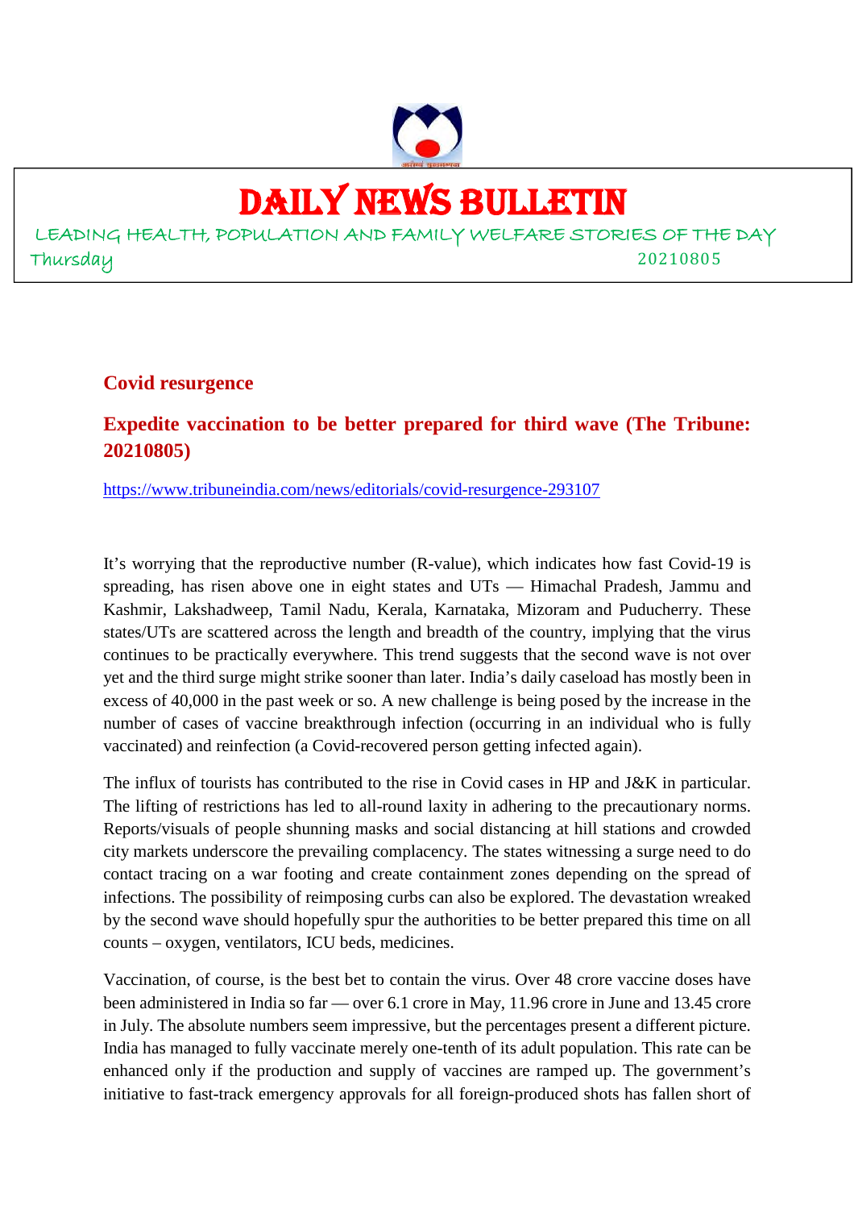# DAILY NEWS BULLETIN

LEADING HEALTH, POPULATION AND FAMILY WELFARE STORIES OF THE DAY

Thursday 20210805

## Covid resurgence

## Expedite vaccination to be better prepared for third wave (The Tribune: 20210805)

https://www.tribuneindia.com/news/editorials/covid-resurgence-293107

It's worrying that the reproductive number (R-value), which indicates how fast Covid-19 is spreading, has risen above one in eight states and UTs — Himachal Pradesh, Jammu and Kashmir, Lakshadweep, Tamil Nadu, Kerala, Karnataka, Mizoram and Puducherry. These states/UTs are scattered across the length and breadth of the country, implying that the virus continues to be practically everywhere. This trend suggests that the second wave is not over yet and the third surge might strike sooner than later. India's daily caseload has mostly been in excess of 40,000 in the past week or so. A new challenge is being posed by the increase in the number of cases of vaccine breakthrough infection (occurring in an individual who is fully vaccinated) and reinfection (a Covid-recovered person getting infected again).

The influx of tourists has contributed to the rise in Covid cases in HP and J&K in particular. The lifting of restrictions has led to all-round laxity in adhering to the precautionary norms. Reports/visuals of people shunning masks and social distancing at hill stations and crowded city markets underscore the prevailing complacency. The states witnessing a surge need to do contact tracing on a war footing and create containment zones depending on the spread of infections. The possibility of reimposing curbs can also be explored. The devastation wreaked by the second wave should hopefully spur the authorities to be better prepared this time on all counts – oxygen, ventilators, ICU beds, medicines.

Vaccination, of course, is the best bet to contain the virus. Over 48 crore vaccine doses have been administered in India so far — over 6.1 crore in May, 11.96 crore in June and 13.45 crore in July. The absolute numbers seem impressive, but the percentages present a different picture. India has managed to fully vaccinate merely one-tenth of its adult population. This rate can be enhanced only if the production and supply of vaccines are ramped up. The government's initiative to fast-track emergency approvals for all foreign-produced shots has fallen short of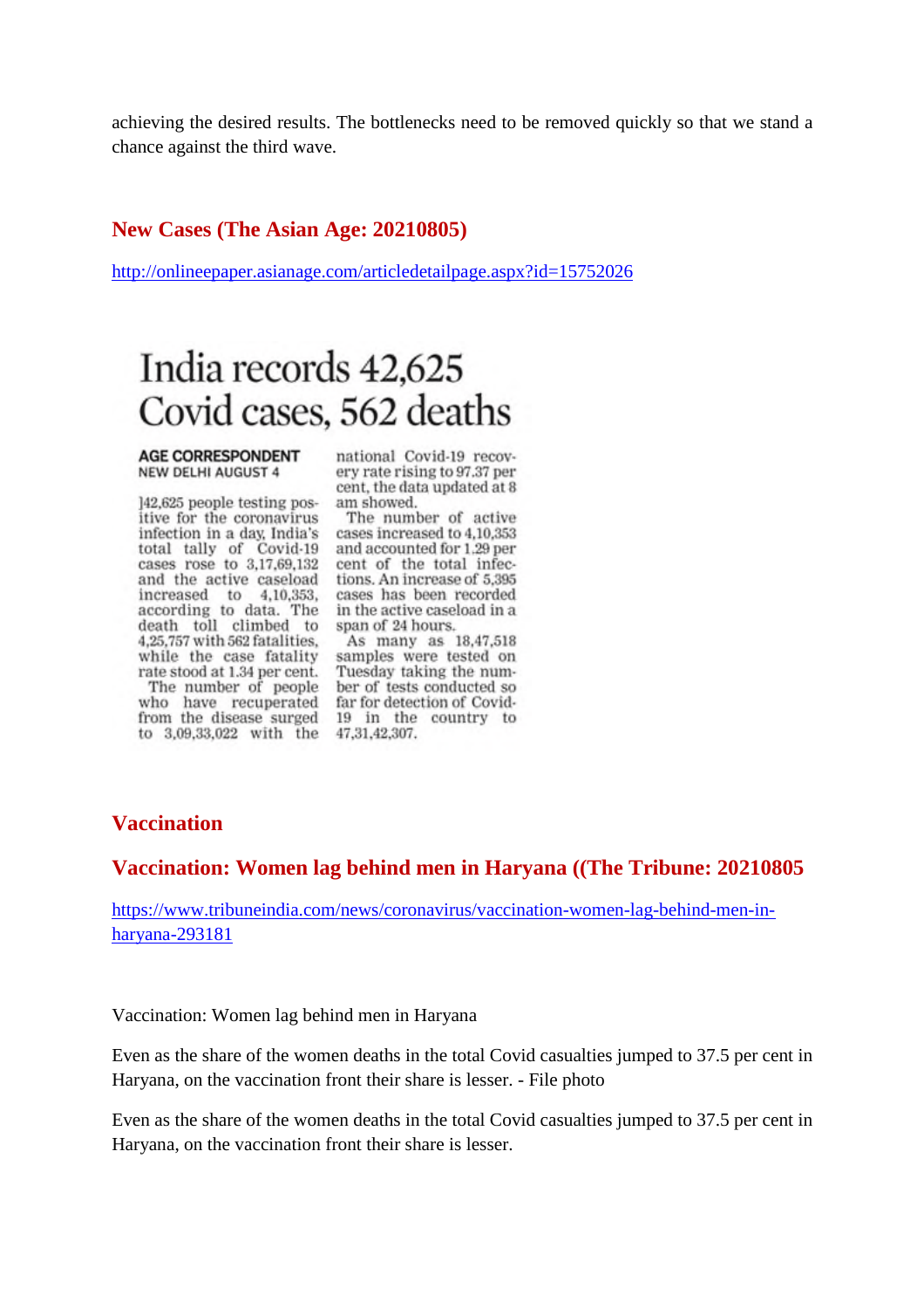achieving the desired results. The bottlenecks need to be removed quickly so that we stand a chance against the third wave.

## New Cases (The Asian Age: 20210805)

http://onlineepaper.asianage.com/articledetailpage.aspx?id=15752026

# India records 42,625 Covid cases, 562 deaths

**AGE CORRESPONDENT**
**NEW DELHI AUGUST 4**

]42,625 people testing positive for the coronavirus infection in a day, India's total tally of Covid-19 cases rose to 3,17,69,132 and the active caseload increased to 4,10,353, according to data. The death toll climbed to 4,25,757 with 562 fatalities, while the case fatality rate stood at 1.34 per cent.

The number of people who have recuperated from the disease surged to 3,09,33,022 with the national Covid-19 recovery rate rising to 97.37 per cent, the data updated at 8 am showed.

The number of active cases increased to 4,10,353 and accounted for 1.29 per cent of the total infections. An increase of 5,395 cases has been recorded in the active caseload in a span of 24 hours.

As many as 18,47,518 samples were tested on Tuesday taking the number of tests conducted so far for detection of Covid-19 in the country to 47,31,42,307.

## Vaccination

## Vaccination: Women lag behind men in Haryana ((The Tribune: 20210805

https://www.tribuneindia.com/news/coronavirus/vaccination-women-lag-behind-men-in-haryana-293181

Vaccination: Women lag behind men in Haryana

Even as the share of the women deaths in the total Covid casualties jumped to 37.5 per cent in Haryana, on the vaccination front their share is lesser. - File photo

Even as the share of the women deaths in the total Covid casualties jumped to 37.5 per cent in Haryana, on the vaccination front their share is lesser.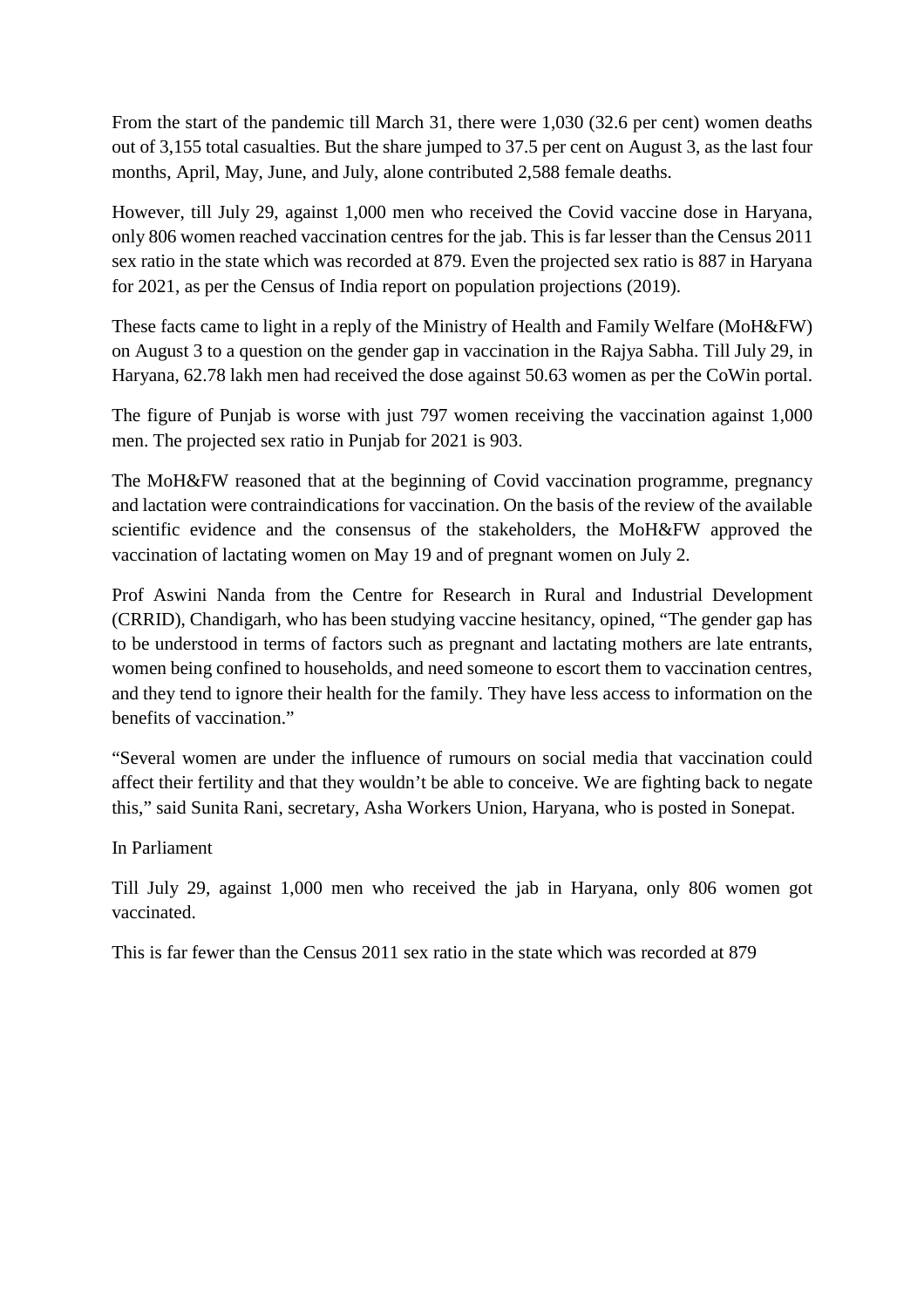From the start of the pandemic till March 31, there were 1,030 (32.6 per cent) women deaths out of 3,155 total casualties. But the share jumped to 37.5 per cent on August 3, as the last four months, April, May, June, and July, alone contributed 2,588 female deaths.

However, till July 29, against 1,000 men who received the Covid vaccine dose in Haryana, only 806 women reached vaccination centres for the jab. This is far lesser than the Census 2011 sex ratio in the state which was recorded at 879. Even the projected sex ratio is 887 in Haryana for 2021, as per the Census of India report on population projections (2019).

These facts came to light in a reply of the Ministry of Health and Family Welfare (MoH&FW) on August 3 to a question on the gender gap in vaccination in the Rajya Sabha. Till July 29, in Haryana, 62.78 lakh men had received the dose against 50.63 women as per the CoWin portal.

The figure of Punjab is worse with just 797 women receiving the vaccination against 1,000 men. The projected sex ratio in Punjab for 2021 is 903.

The MoH&FW reasoned that at the beginning of Covid vaccination programme, pregnancy and lactation were contraindications for vaccination. On the basis of the review of the available scientific evidence and the consensus of the stakeholders, the MoH&FW approved the vaccination of lactating women on May 19 and of pregnant women on July 2.

Prof Aswini Nanda from the Centre for Research in Rural and Industrial Development (CRRID), Chandigarh, who has been studying vaccine hesitancy, opined, "The gender gap has to be understood in terms of factors such as pregnant and lactating mothers are late entrants, women being confined to households, and need someone to escort them to vaccination centres, and they tend to ignore their health for the family. They have less access to information on the benefits of vaccination."

"Several women are under the influence of rumours on social media that vaccination could affect their fertility and that they wouldn't be able to conceive. We are fighting back to negate this," said Sunita Rani, secretary, Asha Workers Union, Haryana, who is posted in Sonepat.

In Parliament

Till July 29, against 1,000 men who received the jab in Haryana, only 806 women got vaccinated.

This is far fewer than the Census 2011 sex ratio in the state which was recorded at 879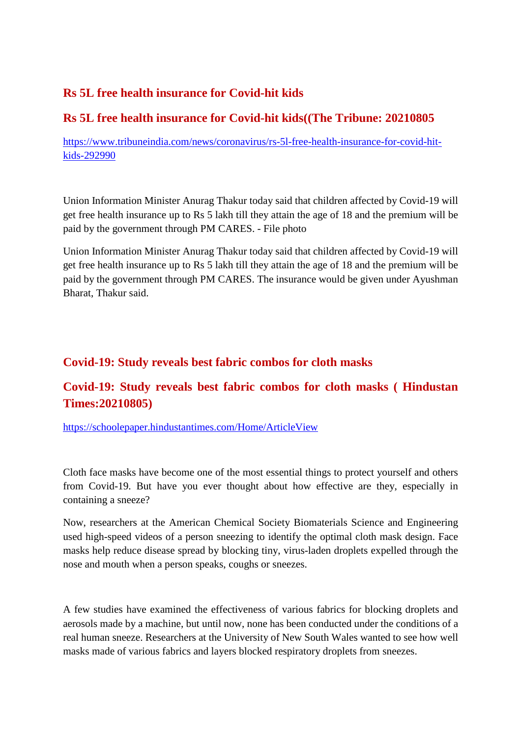## Rs 5L free health insurance for Covid-hit kids

## Rs 5L free health insurance for Covid-hit kids((The Tribune: 20210805

[https://www.tribuneindia.com/news/coronavirus/rs-5l-free-health-insurance-for-covid-hit-kids-292990](https://www.tribuneindia.com/news/coronavirus/rs-5l-free-health-insurance-for-covid-hit-kids-292990)

Union Information Minister Anurag Thakur today said that children affected by Covid-19 will get free health insurance up to Rs 5 lakh till they attain the age of 18 and the premium will be paid by the government through PM CARES. - File photo

Union Information Minister Anurag Thakur today said that children affected by Covid-19 will get free health insurance up to Rs 5 lakh till they attain the age of 18 and the premium will be paid by the government through PM CARES. The insurance would be given under Ayushman Bharat, Thakur said.

## Covid-19: Study reveals best fabric combos for cloth masks

## Covid-19: Study reveals best fabric combos for cloth masks ( Hindustan Times:20210805)

[https://schoolepaper.hindustantimes.com/Home/ArticleView](https://schoolepaper.hindustantimes.com/Home/ArticleView)

Cloth face masks have become one of the most essential things to protect yourself and others from Covid-19. But have you ever thought about how effective are they, especially in containing a sneeze?

Now, researchers at the American Chemical Society Biomaterials Science and Engineering used high-speed videos of a person sneezing to identify the optimal cloth mask design. Face masks help reduce disease spread by blocking tiny, virus-laden droplets expelled through the nose and mouth when a person speaks, coughs or sneezes.

A few studies have examined the effectiveness of various fabrics for blocking droplets and aerosols made by a machine, but until now, none has been conducted under the conditions of a real human sneeze. Researchers at the University of New South Wales wanted to see how well masks made of various fabrics and layers blocked respiratory droplets from sneezes.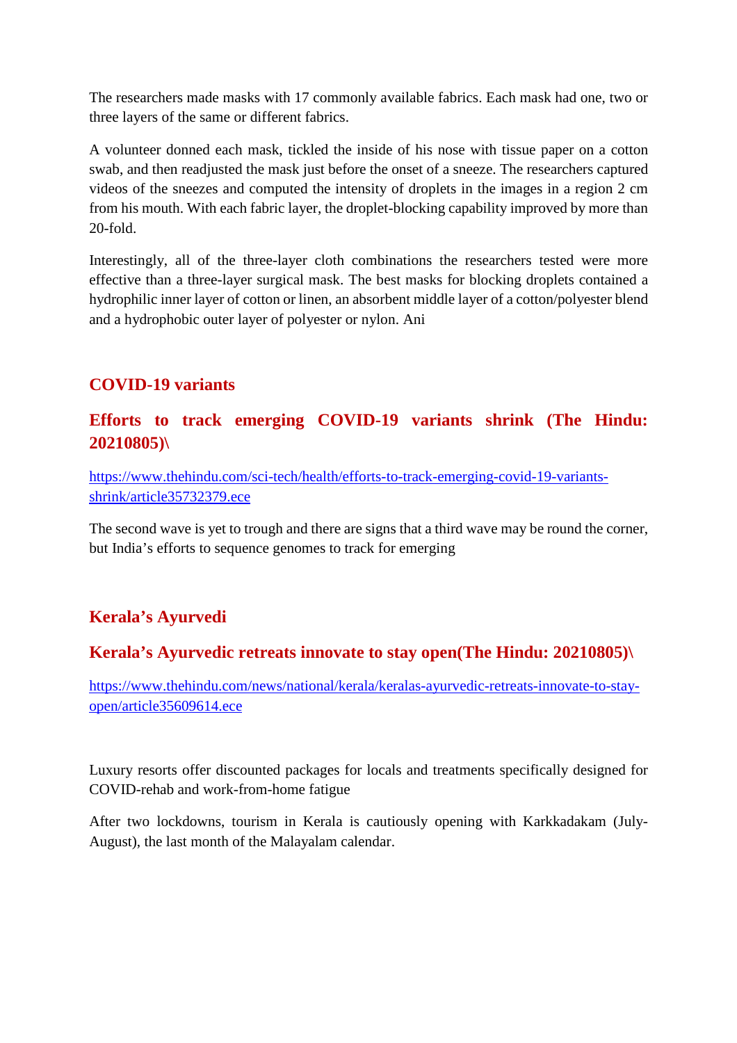The researchers made masks with 17 commonly available fabrics. Each mask had one, two or three layers of the same or different fabrics.

A volunteer donned each mask, tickled the inside of his nose with tissue paper on a cotton swab, and then readjusted the mask just before the onset of a sneeze. The researchers captured videos of the sneezes and computed the intensity of droplets in the images in a region 2 cm from his mouth. With each fabric layer, the droplet-blocking capability improved by more than 20-fold.

Interestingly, all of the three-layer cloth combinations the researchers tested were more effective than a three-layer surgical mask. The best masks for blocking droplets contained a hydrophilic inner layer of cotton or linen, an absorbent middle layer of a cotton/polyester blend and a hydrophobic outer layer of polyester or nylon. Ani

## COVID-19 variants

### Efforts to track emerging COVID-19 variants shrink (The Hindu: 20210805)\

https://www.thehindu.com/sci-tech/health/efforts-to-track-emerging-covid-19-variants-shrink/article35732379.ece

The second wave is yet to trough and there are signs that a third wave may be round the corner, but India's efforts to sequence genomes to track for emerging

## Kerala's Ayurvedi

### Kerala's Ayurvedic retreats innovate to stay open(The Hindu: 20210805)\

https://www.thehindu.com/news/national/kerala/keralas-ayurvedic-retreats-innovate-to-stay-open/article35609614.ece

Luxury resorts offer discounted packages for locals and treatments specifically designed for COVID-rehab and work-from-home fatigue

After two lockdowns, tourism in Kerala is cautiously opening with Karkkadakam (July-August), the last month of the Malayalam calendar.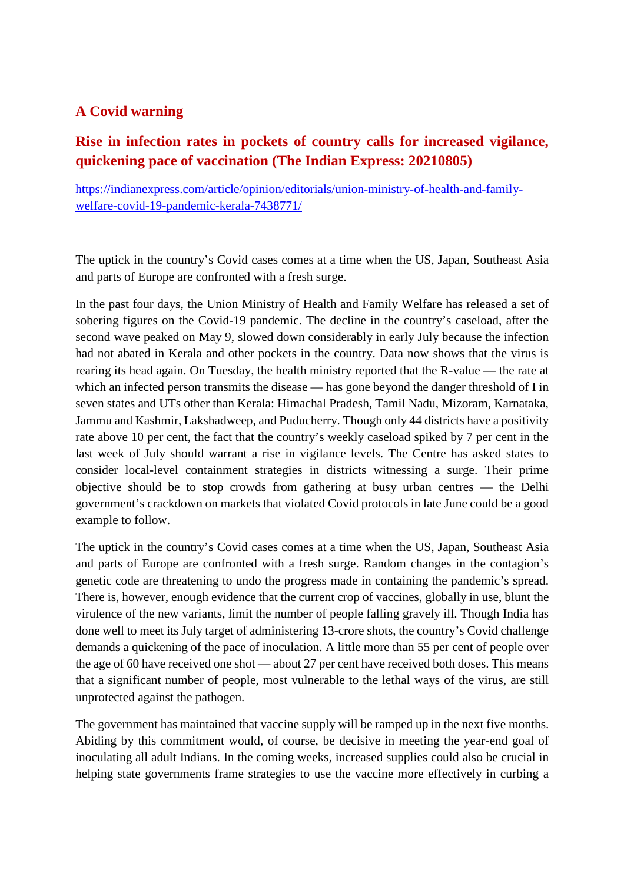## A Covid warning

### Rise in infection rates in pockets of country calls for increased vigilance, quickening pace of vaccination (The Indian Express: 20210805)

https://indianexpress.com/article/opinion/editorials/union-ministry-of-health-and-family-welfare-covid-19-pandemic-kerala-7438771/

The uptick in the country's Covid cases comes at a time when the US, Japan, Southeast Asia and parts of Europe are confronted with a fresh surge.

In the past four days, the Union Ministry of Health and Family Welfare has released a set of sobering figures on the Covid-19 pandemic. The decline in the country's caseload, after the second wave peaked on May 9, slowed down considerably in early July because the infection had not abated in Kerala and other pockets in the country. Data now shows that the virus is rearing its head again. On Tuesday, the health ministry reported that the R-value — the rate at which an infected person transmits the disease — has gone beyond the danger threshold of I in seven states and UTs other than Kerala: Himachal Pradesh, Tamil Nadu, Mizoram, Karnataka, Jammu and Kashmir, Lakshadweep, and Puducherry. Though only 44 districts have a positivity rate above 10 per cent, the fact that the country's weekly caseload spiked by 7 per cent in the last week of July should warrant a rise in vigilance levels. The Centre has asked states to consider local-level containment strategies in districts witnessing a surge. Their prime objective should be to stop crowds from gathering at busy urban centres — the Delhi government's crackdown on markets that violated Covid protocols in late June could be a good example to follow.

The uptick in the country's Covid cases comes at a time when the US, Japan, Southeast Asia and parts of Europe are confronted with a fresh surge. Random changes in the contagion's genetic code are threatening to undo the progress made in containing the pandemic's spread. There is, however, enough evidence that the current crop of vaccines, globally in use, blunt the virulence of the new variants, limit the number of people falling gravely ill. Though India has done well to meet its July target of administering 13-crore shots, the country's Covid challenge demands a quickening of the pace of inoculation. A little more than 55 per cent of people over the age of 60 have received one shot — about 27 per cent have received both doses. This means that a significant number of people, most vulnerable to the lethal ways of the virus, are still unprotected against the pathogen.

The government has maintained that vaccine supply will be ramped up in the next five months. Abiding by this commitment would, of course, be decisive in meeting the year-end goal of inoculating all adult Indians. In the coming weeks, increased supplies could also be crucial in helping state governments frame strategies to use the vaccine more effectively in curbing a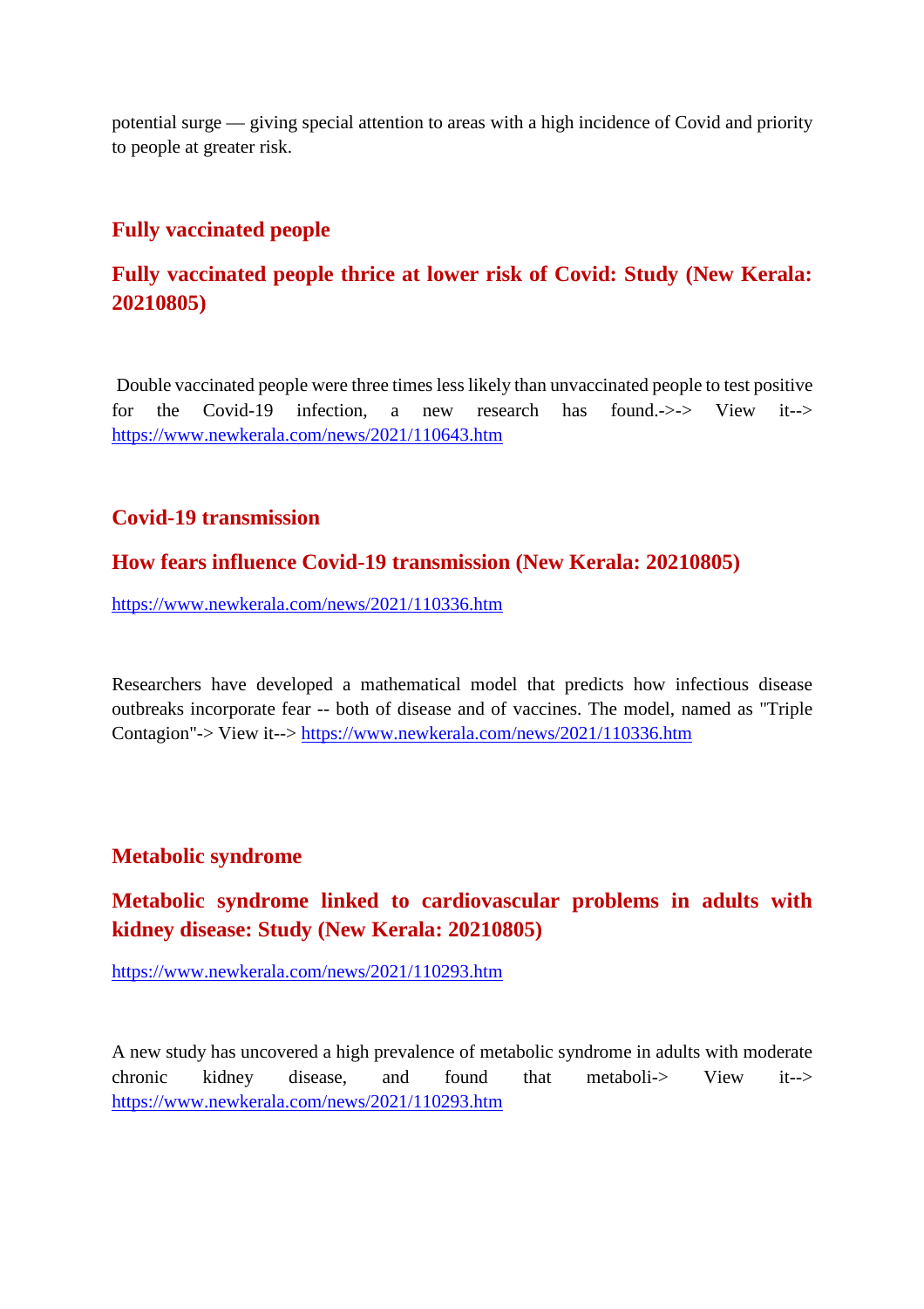potential surge — giving special attention to areas with a high incidence of Covid and priority to people at greater risk.

## Fully vaccinated people

## Fully vaccinated people thrice at lower risk of Covid: Study (New Kerala: 20210805)

Double vaccinated people were three times less likely than unvaccinated people to test positive for the Covid-19 infection, a new research has found.->-> View it--> https://www.newkerala.com/news/2021/110643.htm

## Covid-19 transmission

## How fears influence Covid-19 transmission (New Kerala: 20210805)

https://www.newkerala.com/news/2021/110336.htm

Researchers have developed a mathematical model that predicts how infectious disease outbreaks incorporate fear -- both of disease and of vaccines. The model, named as "Triple Contagion"-> View it--> https://www.newkerala.com/news/2021/110336.htm

## Metabolic syndrome

## Metabolic syndrome linked to cardiovascular problems in adults with kidney disease: Study (New Kerala: 20210805)

https://www.newkerala.com/news/2021/110293.htm

A new study has uncovered a high prevalence of metabolic syndrome in adults with moderate chronic kidney disease, and found that metaboli-> View it--> https://www.newkerala.com/news/2021/110293.htm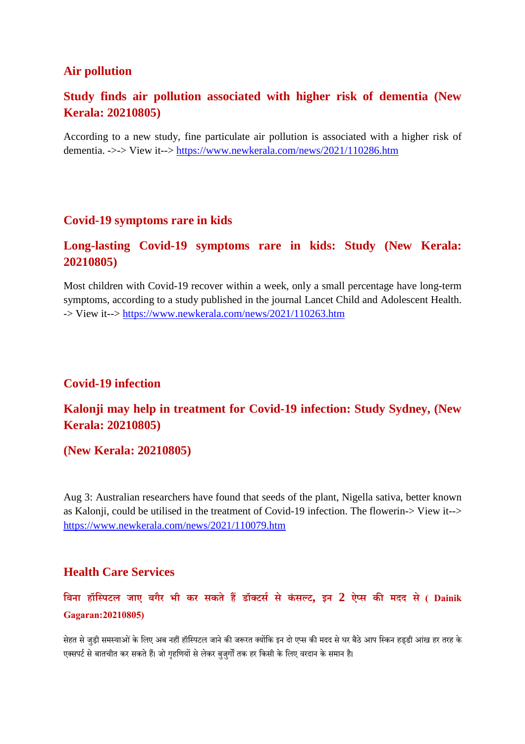## Air pollution

### Study finds air pollution associated with higher risk of dementia (New Kerala: 20210805)

According to a new study, fine particulate air pollution is associated with a higher risk of dementia. ->-> View it--> https://www.newkerala.com/news/2021/110286.htm

## Covid-19 symptoms rare in kids

### Long-lasting Covid-19 symptoms rare in kids: Study (New Kerala: 20210805)

Most children with Covid-19 recover within a week, only a small percentage have long-term symptoms, according to a study published in the journal Lancet Child and Adolescent Health. -> View it--> https://www.newkerala.com/news/2021/110263.htm

## Covid-19 infection

### Kalonji may help in treatment for Covid-19 infection: Study Sydney, (New Kerala: 20210805)

### (New Kerala: 20210805)

Aug 3: Australian researchers have found that seeds of the plant, Nigella sativa, better known as Kalonji, could be utilised in the treatment of Covid-19 infection. The flowerin-> View it--> https://www.newkerala.com/news/2021/110079.htm

## Health Care Services

### बिना हॉस्पिटल जाए बगैर भी कर सकते हैं डॉक्टर्स से कंसल्ट, इन 2 ऐप्स की मदद से ( Dainik Gagaran:20210805)

सेहत से जुड़ी समस्याओं के लिए अब नहीं हॉस्पिटल जाने की जरूरत क्योंकि इन दो एप्स की मदद से घर बैठे आप स्किन हड्डी आंख हर तरह के एक्सपर्ट से बातचीत कर सकते हैं। जो गृहणियों से लेकर बुजुर्गों तक हर किसी के लिए वरदान के समान है।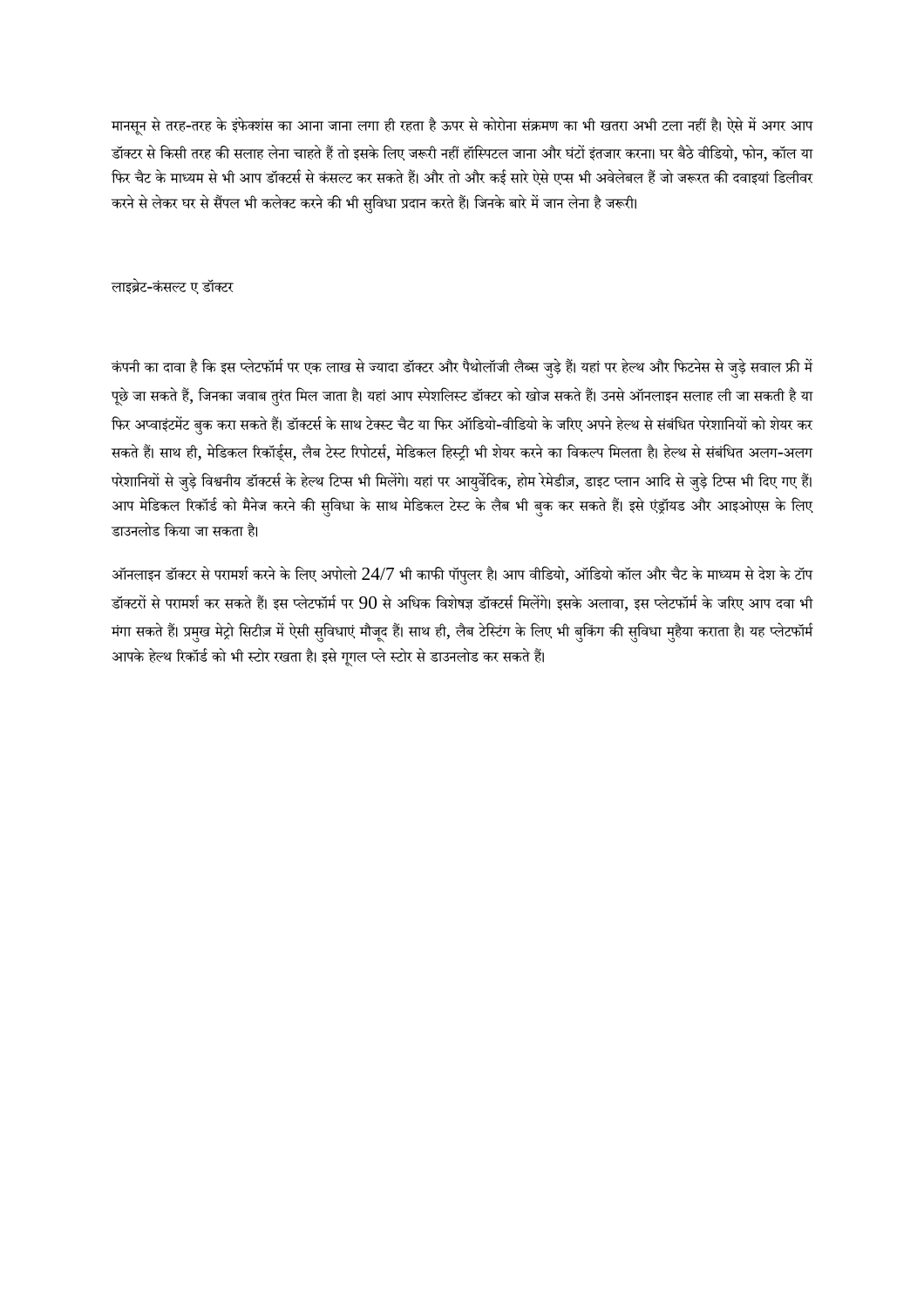मानसून से तरह-तरह के इंफेक्शंस का आना जाना लगा ही रहता है ऊपर से कोरोना संक्रमण का भी खतरा अभी टला नहीं है। ऐसे में अगर आप डॉक्टर से किसी तरह की सलाह लेना चाहते हैं तो इसके लिए जरूरी नहीं हॉस्पिटल जाना और घंटों इंतजार करना। घर बैठे वीडियो, फोन, कॉल या फिर चैट के माध्यम से भी आप डॉक्टर्स से कंसल्ट कर सकते हैं। और तो और कई सारे ऐसे एप्स भी अवेलेबल हैं जो जरूरत की दवाइयां डिलीवर करने से लेकर घर से सैंपल भी कलेक्ट करने की भी सुविधा प्रदान करते हैं। जिनके बारे में जान लेना है जरूरी।

लाइब्रेट-कंसल्ट ए डॉक्टर

कंपनी का दावा है कि इस प्लेटफॉर्म पर एक लाख से ज्यादा डॉक्टर और पैथोलॉजी लैब्स जुड़े हैं। यहां पर हेल्थ और फिटनेस से जुड़े सवाल फ्री में पूछे जा सकते हैं, जिनका जवाब तुरंत मिल जाता है। यहां आप स्पेशलिस्ट डॉक्टर को खोज सकते हैं। उनसे ऑनलाइन सलाह ली जा सकती है या फिर अप्वाइंटमेंट बुक करा सकते हैं। डॉक्टर्स के साथ टेक्स्ट चैट या फिर ऑडियो-वीडियो के जरिए अपने हेल्थ से संबंधित परेशानियों को शेयर कर सकते हैं। साथ ही, मेडिकल रिकॉर्ड्स, लैब टेस्ट रिपोटर्स, मेडिकल हिस्ट्री भी शेयर करने का विकल्प मिलता है। हेल्थ से संबंधित अलग-अलग परेशानियों से जुड़े विश्वनीय डॉक्टर्स के हेल्थ टिप्स भी मिलेंगे। यहां पर आयुर्वेदिक, होम रेमेडीज़, डाइट प्लान आदि से जुड़े टिप्स भी दिए गए हैं। आप मेडिकल रिकॉर्ड को मैनेज करने की सुविधा के साथ मेडिकल टेस्ट के लैब भी बुक कर सकते हैं। इसे एंड्रॉयड और आइओएस के लिए डाउनलोड किया जा सकता है।

ऑनलाइन डॉक्टर से परामर्श करने के लिए अपोलो 24/7 भी काफी पॉपुलर है। आप वीडियो, ऑडियो कॉल और चैट के माध्यम से देश के टॉप डॉक्टरों से परामर्श कर सकते हैं। इस प्लेटफॉर्म पर 90 से अधिक विशेषज्ञ डॉक्टर्स मिलेंगे। इसके अलावा, इस प्लेटफॉर्म के जरिए आप दवा भी मंगा सकते हैं। प्रमुख मेट्रो सिटीज़ में ऐसी सुविधाएं मौजूद हैं। साथ ही, लैब टेस्टिंग के लिए भी बुकिंग की सुविधा मुहैया कराता है। यह प्लेटफॉर्म आपके हेल्थ रिकॉर्ड को भी स्टोर रखता है। इसे गूगल प्ले स्टोर से डाउनलोड कर सकते हैं।